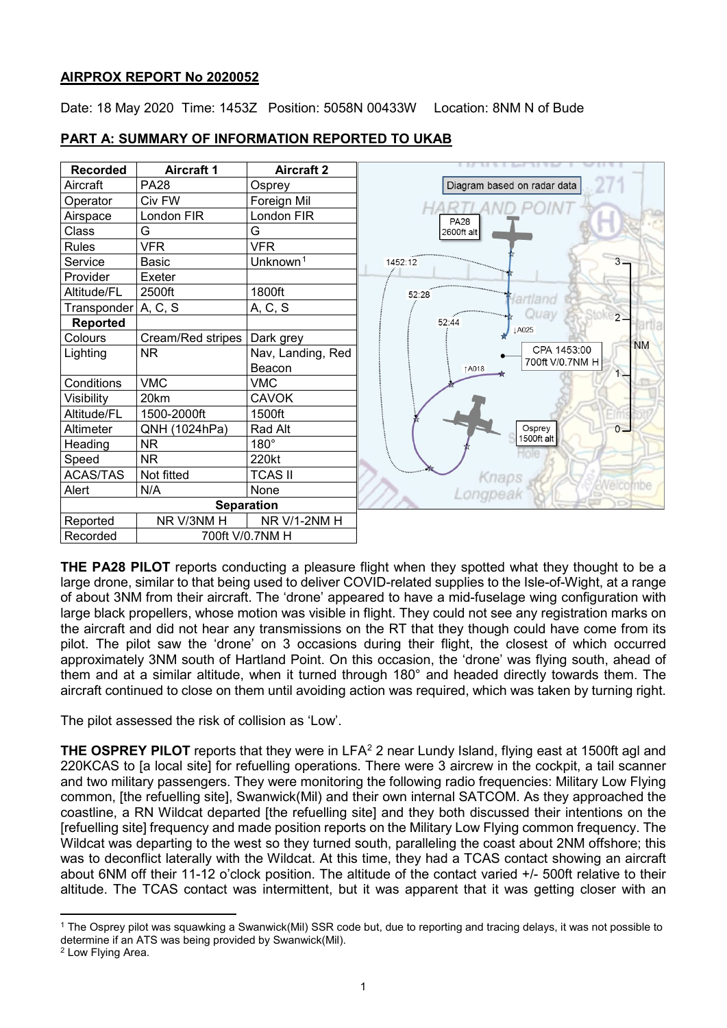**AIRPROX REPORT No 2020052**

Date: 18 May 2020 Time: 1453Z Position: 5058N 00433W Location: 8NM N of Bude

## PART A: SUMMARY OF INFORMATION REPORTED TO UKAB

| Recorded | Aircraft 1 | Aircraft 2 |
|---|---|---|
| Aircraft | PA28 | Osprey |
| Operator | Civ FW | Foreign Mil |
| Airspace | London FIR | London FIR |
| Class | G | G |
| Rules | VFR | VFR |
| Service | Basic | Unknown[1] |
| Provider | Exeter | |
| Altitude/FL | 2500ft | 1800ft |
| Transponder | A, C, S | A, C, S |
| **Reported** | | |
| Colours | Cream/Red stripes | Dark grey |
| Lighting | NR | Nav, Landing, Red Beacon |
| Conditions | VMC | VMC |
| Visibility | 20km | CAVOK |
| Altitude/FL | 1500-2000ft | 1500ft |
| Altimeter | QNH (1024hPa) | Rad Alt |
| Heading | NR | 180° |
| Speed | NR | 220kt |
| ACAS/TAS | Not fitted | TCAS II |
| Alert | N/A | None |
| **Separation** | | |
| Reported | NR V/3NM H | NR V/1-2NM H |
| Recorded | 700ft V/0.7NM H | |

Diagram based on radar data

**THE PA28 PILOT** reports conducting a pleasure flight when they spotted what they thought to be a large drone, similar to that being used to deliver COVID-related supplies to the Isle-of-Wight, at a range of about 3NM from their aircraft. The 'drone' appeared to have a mid-fuselage wing configuration with large black propellers, whose motion was visible in flight. They could not see any registration marks on the aircraft and did not hear any transmissions on the RT that they though could have come from its pilot. The pilot saw the 'drone' on 3 occasions during their flight, the closest of which occurred approximately 3NM south of Hartland Point. On this occasion, the 'drone' was flying south, ahead of them and at a similar altitude, when it turned through 180° and headed directly towards them. The aircraft continued to close on them until avoiding action was required, which was taken by turning right.

The pilot assessed the risk of collision as 'Low'.

**THE OSPREY PILOT** reports that they were in LFA[2] 2 near Lundy Island, flying east at 1500ft agl and 220KCAS to [a local site] for refuelling operations. There were 3 aircrew in the cockpit, a tail scanner and two military passengers. They were monitoring the following radio frequencies: Military Low Flying common, [the refuelling site], Swanwick(Mil) and their own internal SATCOM. As they approached the coastline, a RN Wildcat departed [the refuelling site] and they both discussed their intentions on the [refuelling site] frequency and made position reports on the Military Low Flying common frequency. The Wildcat was departing to the west so they turned south, paralleling the coast about 2NM offshore; this was to deconflict laterally with the Wildcat. At this time, they had a TCAS contact showing an aircraft about 6NM off their 11-12 o'clock position. The altitude of the contact varied +/- 500ft relative to their altitude. The TCAS contact was intermittent, but it was apparent that it was getting closer with an

[1] The Osprey pilot was squawking a Swanwick(Mil) SSR code but, due to reporting and tracing delays, it was not possible to determine if an ATS was being provided by Swanwick(Mil).

[2] Low Flying Area.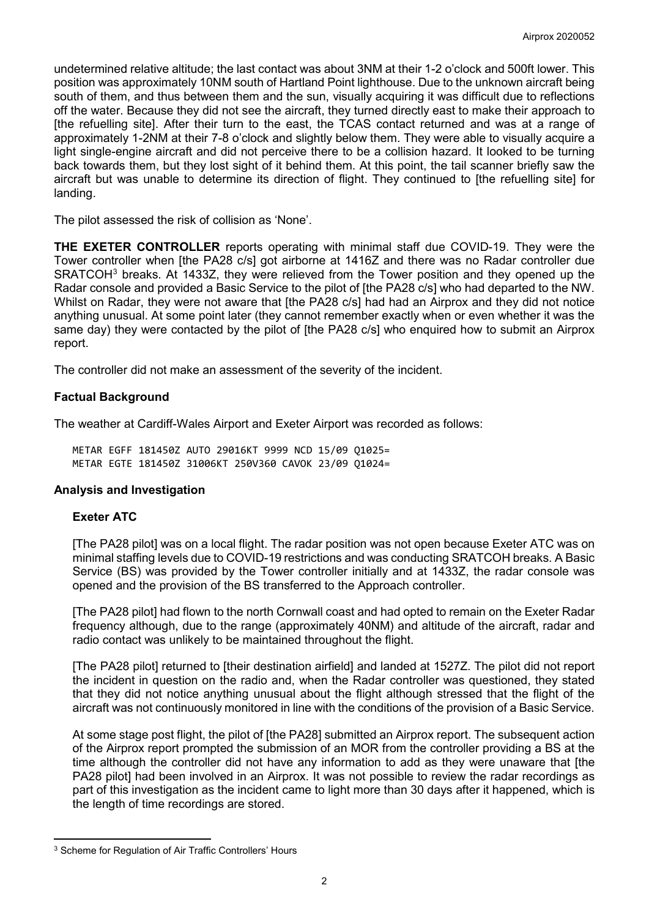undetermined relative altitude; the last contact was about 3NM at their 1-2 o'clock and 500ft lower. This position was approximately 10NM south of Hartland Point lighthouse. Due to the unknown aircraft being south of them, and thus between them and the sun, visually acquiring it was difficult due to reflections off the water. Because they did not see the aircraft, they turned directly east to make their approach to [the refuelling site]. After their turn to the east, the TCAS contact returned and was at a range of approximately 1-2NM at their 7-8 o'clock and slightly below them. They were able to visually acquire a light single-engine aircraft and did not perceive there to be a collision hazard. It looked to be turning back towards them, but they lost sight of it behind them. At this point, the tail scanner briefly saw the aircraft but was unable to determine its direction of flight. They continued to [the refuelling site] for landing.

The pilot assessed the risk of collision as 'None'.

**THE EXETER CONTROLLER** reports operating with minimal staff due COVID-19. They were the Tower controller when [the PA28 c/s] got airborne at 1416Z and there was no Radar controller due SRATCOH[3] breaks. At 1433Z, they were relieved from the Tower position and they opened up the Radar console and provided a Basic Service to the pilot of [the PA28 c/s] who had departed to the NW. Whilst on Radar, they were not aware that [the PA28 c/s] had had an Airprox and they did not notice anything unusual. At some point later (they cannot remember exactly when or even whether it was the same day) they were contacted by the pilot of [the PA28 c/s] who enquired how to submit an Airprox report.

The controller did not make an assessment of the severity of the incident.

## Factual Background

The weather at Cardiff-Wales Airport and Exeter Airport was recorded as follows:

```
METAR EGFF 181450Z AUTO 29016KT 9999 NCD 15/09 Q1025=
METAR EGTE 181450Z 31006KT 250V360 CAVOK 23/09 Q1024=
```

## Analysis and Investigation

### Exeter ATC

[The PA28 pilot] was on a local flight. The radar position was not open because Exeter ATC was on minimal staffing levels due to COVID-19 restrictions and was conducting SRATCOH breaks. A Basic Service (BS) was provided by the Tower controller initially and at 1433Z, the radar console was opened and the provision of the BS transferred to the Approach controller.

[The PA28 pilot] had flown to the north Cornwall coast and had opted to remain on the Exeter Radar frequency although, due to the range (approximately 40NM) and altitude of the aircraft, radar and radio contact was unlikely to be maintained throughout the flight.

[The PA28 pilot] returned to [their destination airfield] and landed at 1527Z. The pilot did not report the incident in question on the radio and, when the Radar controller was questioned, they stated that they did not notice anything unusual about the flight although stressed that the flight of the aircraft was not continuously monitored in line with the conditions of the provision of a Basic Service.

At some stage post flight, the pilot of [the PA28] submitted an Airprox report. The subsequent action of the Airprox report prompted the submission of an MOR from the controller providing a BS at the time although the controller did not have any information to add as they were unaware that [the PA28 pilot] had been involved in an Airprox. It was not possible to review the radar recordings as part of this investigation as the incident came to light more than 30 days after it happened, which is the length of time recordings are stored.

[3] Scheme for Regulation of Air Traffic Controllers' Hours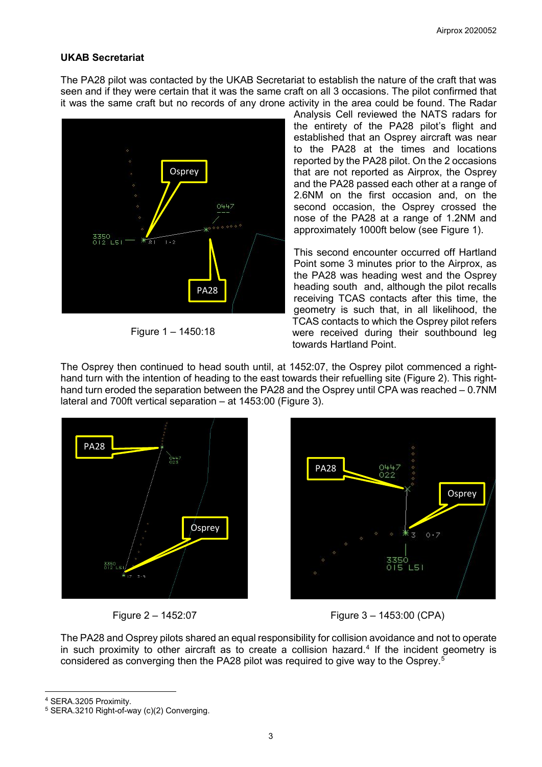## UKAB Secretariat

The PA28 pilot was contacted by the UKAB Secretariat to establish the nature of the craft that was seen and if they were certain that it was the same craft on all 3 occasions. The pilot confirmed that it was the same craft but no records of any drone activity in the area could be found. The Radar Analysis Cell reviewed the NATS radars for the entirety of the PA28 pilot's flight and established that an Osprey aircraft was near to the PA28 at the times and locations reported by the PA28 pilot. On the 2 occasions that are not reported as Airprox, the Osprey and the PA28 passed each other at a range of 2.6NM on the first occasion and, on the second occasion, the Osprey crossed the nose of the PA28 at a range of 1.2NM and approximately 1000ft below (see Figure 1).

Figure 1 – 1450:18

This second encounter occurred off Hartland Point some 3 minutes prior to the Airprox, as the PA28 was heading west and the Osprey heading south and, although the pilot recalls receiving TCAS contacts after this time, the geometry is such that, in all likelihood, the TCAS contacts to which the Osprey pilot refers were received during their southbound leg towards Hartland Point.

The Osprey then continued to head south until, at 1452:07, the Osprey pilot commenced a right-hand turn with the intention of heading to the east towards their refuelling site (Figure 2). This right-hand turn eroded the separation between the PA28 and the Osprey until CPA was reached – 0.7NM lateral and 700ft vertical separation – at 1453:00 (Figure 3).

Figure 2 – 1452:07

Figure 3 – 1453:00 (CPA)

The PA28 and Osprey pilots shared an equal responsibility for collision avoidance and not to operate in such proximity to other aircraft as to create a collision hazard.[4] If the incident geometry is considered as converging then the PA28 pilot was required to give way to the Osprey.[5]

---

[4] SERA.3205 Proximity.

[5] SERA.3210 Right-of-way (c)(2) Converging.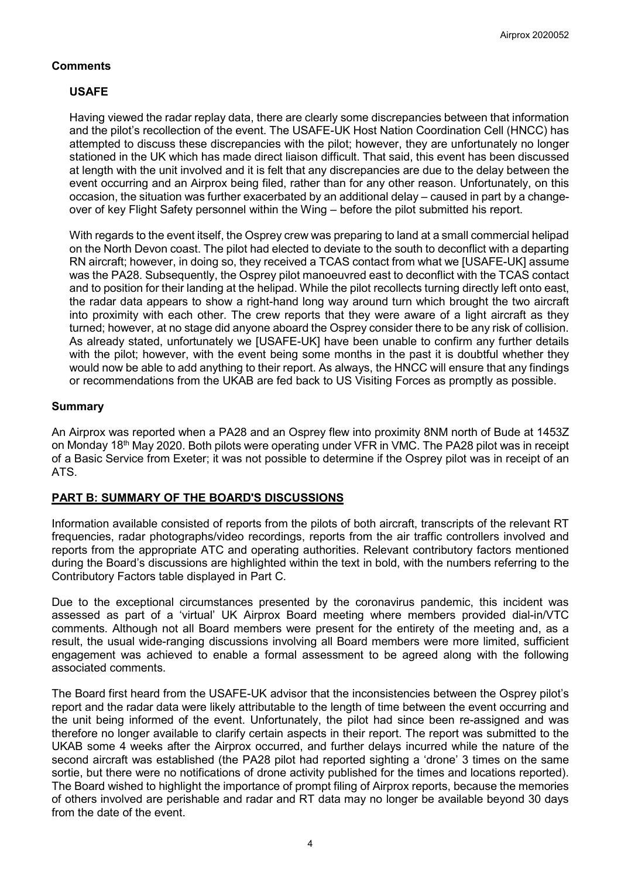## Comments

### USAFE

Having viewed the radar replay data, there are clearly some discrepancies between that information and the pilot's recollection of the event. The USAFE-UK Host Nation Coordination Cell (HNCC) has attempted to discuss these discrepancies with the pilot; however, they are unfortunately no longer stationed in the UK which has made direct liaison difficult. That said, this event has been discussed at length with the unit involved and it is felt that any discrepancies are due to the delay between the event occurring and an Airprox being filed, rather than for any other reason. Unfortunately, on this occasion, the situation was further exacerbated by an additional delay – caused in part by a change-over of key Flight Safety personnel within the Wing – before the pilot submitted his report.

With regards to the event itself, the Osprey crew was preparing to land at a small commercial helipad on the North Devon coast. The pilot had elected to deviate to the south to deconflict with a departing RN aircraft; however, in doing so, they received a TCAS contact from what we [USAFE-UK] assume was the PA28. Subsequently, the Osprey pilot manoeuvred east to deconflict with the TCAS contact and to position for their landing at the helipad. While the pilot recollects turning directly left onto east, the radar data appears to show a right-hand long way around turn which brought the two aircraft into proximity with each other. The crew reports that they were aware of a light aircraft as they turned; however, at no stage did anyone aboard the Osprey consider there to be any risk of collision. As already stated, unfortunately we [USAFE-UK] have been unable to confirm any further details with the pilot; however, with the event being some months in the past it is doubtful whether they would now be able to add anything to their report. As always, the HNCC will ensure that any findings or recommendations from the UKAB are fed back to US Visiting Forces as promptly as possible.

## Summary

An Airprox was reported when a PA28 and an Osprey flew into proximity 8NM north of Bude at 1453Z on Monday 18th May 2020. Both pilots were operating under VFR in VMC. The PA28 pilot was in receipt of a Basic Service from Exeter; it was not possible to determine if the Osprey pilot was in receipt of an ATS.

## PART B: SUMMARY OF THE BOARD'S DISCUSSIONS

Information available consisted of reports from the pilots of both aircraft, transcripts of the relevant RT frequencies, radar photographs/video recordings, reports from the air traffic controllers involved and reports from the appropriate ATC and operating authorities. Relevant contributory factors mentioned during the Board's discussions are highlighted within the text in bold, with the numbers referring to the Contributory Factors table displayed in Part C.

Due to the exceptional circumstances presented by the coronavirus pandemic, this incident was assessed as part of a 'virtual' UK Airprox Board meeting where members provided dial-in/VTC comments. Although not all Board members were present for the entirety of the meeting and, as a result, the usual wide-ranging discussions involving all Board members were more limited, sufficient engagement was achieved to enable a formal assessment to be agreed along with the following associated comments.

The Board first heard from the USAFE-UK advisor that the inconsistencies between the Osprey pilot's report and the radar data were likely attributable to the length of time between the event occurring and the unit being informed of the event. Unfortunately, the pilot had since been re-assigned and was therefore no longer available to clarify certain aspects in their report. The report was submitted to the UKAB some 4 weeks after the Airprox occurred, and further delays incurred while the nature of the second aircraft was established (the PA28 pilot had reported sighting a 'drone' 3 times on the same sortie, but there were no notifications of drone activity published for the times and locations reported). The Board wished to highlight the importance of prompt filing of Airprox reports, because the memories of others involved are perishable and radar and RT data may no longer be available beyond 30 days from the date of the event.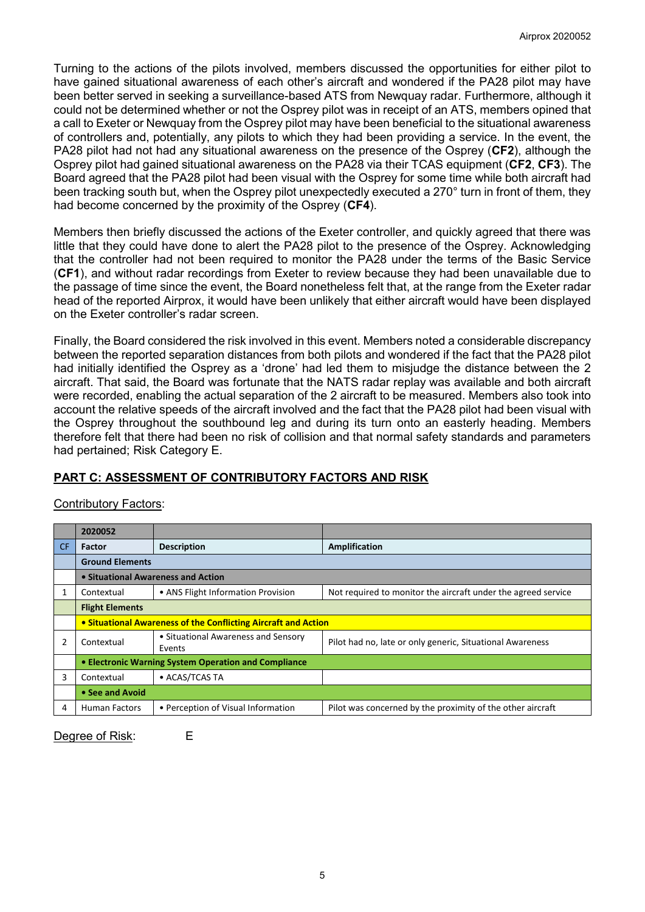Turning to the actions of the pilots involved, members discussed the opportunities for either pilot to have gained situational awareness of each other's aircraft and wondered if the PA28 pilot may have been better served in seeking a surveillance-based ATS from Newquay radar. Furthermore, although it could not be determined whether or not the Osprey pilot was in receipt of an ATS, members opined that a call to Exeter or Newquay from the Osprey pilot may have been beneficial to the situational awareness of controllers and, potentially, any pilots to which they had been providing a service. In the event, the PA28 pilot had not had any situational awareness on the presence of the Osprey (**CF2**), although the Osprey pilot had gained situational awareness on the PA28 via their TCAS equipment (**CF2**, **CF3**). The Board agreed that the PA28 pilot had been visual with the Osprey for some time while both aircraft had been tracking south but, when the Osprey pilot unexpectedly executed a 270° turn in front of them, they had become concerned by the proximity of the Osprey (**CF4**).

Members then briefly discussed the actions of the Exeter controller, and quickly agreed that there was little that they could have done to alert the PA28 pilot to the presence of the Osprey. Acknowledging that the controller had not been required to monitor the PA28 under the terms of the Basic Service (**CF1**), and without radar recordings from Exeter to review because they had been unavailable due to the passage of time since the event, the Board nonetheless felt that, at the range from the Exeter radar head of the reported Airprox, it would have been unlikely that either aircraft would have been displayed on the Exeter controller's radar screen.

Finally, the Board considered the risk involved in this event. Members noted a considerable discrepancy between the reported separation distances from both pilots and wondered if the fact that the PA28 pilot had initially identified the Osprey as a 'drone' had led them to misjudge the distance between the 2 aircraft. That said, the Board was fortunate that the NATS radar replay was available and both aircraft were recorded, enabling the actual separation of the 2 aircraft to be measured. Members also took into account the relative speeds of the aircraft involved and the fact that the PA28 pilot had been visual with the Osprey throughout the southbound leg and during its turn onto an easterly heading. Members therefore felt that there had been no risk of collision and that normal safety standards and parameters had pertained; Risk Category E.

## PART C: ASSESSMENT OF CONTRIBUTORY FACTORS AND RISK

Contributory Factors:

| | 2020052 | | |
|---|---|---|---|
| CF | Factor | Description | Amplification |
| | **Ground Elements** | | |
| | **• Situational Awareness and Action** | | |
| 1 | Contextual | • ANS Flight Information Provision | Not required to monitor the aircraft under the agreed service |
| | **Flight Elements** | | |
| | **• Situational Awareness of the Conflicting Aircraft and Action** | | |
| 2 | Contextual | • Situational Awareness and Sensory Events | Pilot had no, late or only generic, Situational Awareness |
| | **• Electronic Warning System Operation and Compliance** | | |
| 3 | Contextual | • ACAS/TCAS TA | |
| | **• See and Avoid** | | |
| 4 | Human Factors | • Perception of Visual Information | Pilot was concerned by the proximity of the other aircraft |

Degree of Risk: E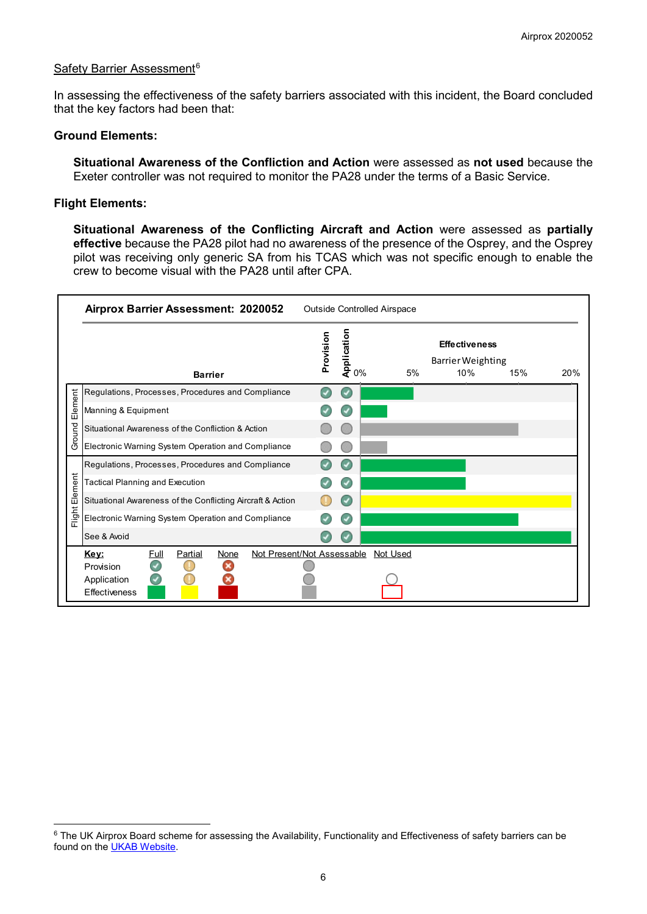Safety Barrier Assessment[6]

In assessing the effectiveness of the safety barriers associated with this incident, the Board concluded that the key factors had been that:

**Ground Elements:**

**Situational Awareness of the Confliction and Action** were assessed as **not used** because the Exeter controller was not required to monitor the PA28 under the terms of a Basic Service.

**Flight Elements:**

**Situational Awareness of the Conflicting Aircraft and Action** were assessed as **partially effective** because the PA28 pilot had no awareness of the presence of the Osprey, and the Osprey pilot was receiving only generic SA from his TCAS which was not specific enough to enable the crew to become visual with the PA28 until after CPA.

**Airprox Barrier Assessment: 2020052** Outside Controlled Airspace

Barrier

Provision

Application

Effectiveness

Barrier Weighting

0% 5% 10% 15% 20%

Ground Element

Regulations, Processes, Procedures and Compliance

Manning & Equipment

Situational Awareness of the Confliction & Action

Electronic Warning System Operation and Compliance

Flight Element

Regulations, Processes, Procedures and Compliance

Tactical Planning and Execution

Situational Awareness of the Conflicting Aircraft & Action

Electronic Warning System Operation and Compliance

See & Avoid

Key: Full Partial None Not Present/Not Assessable Not Used

Provision

Application

Effectiveness

---

[6] The UK Airprox Board scheme for assessing the Availability, Functionality and Effectiveness of safety barriers can be found on the UKAB Website.